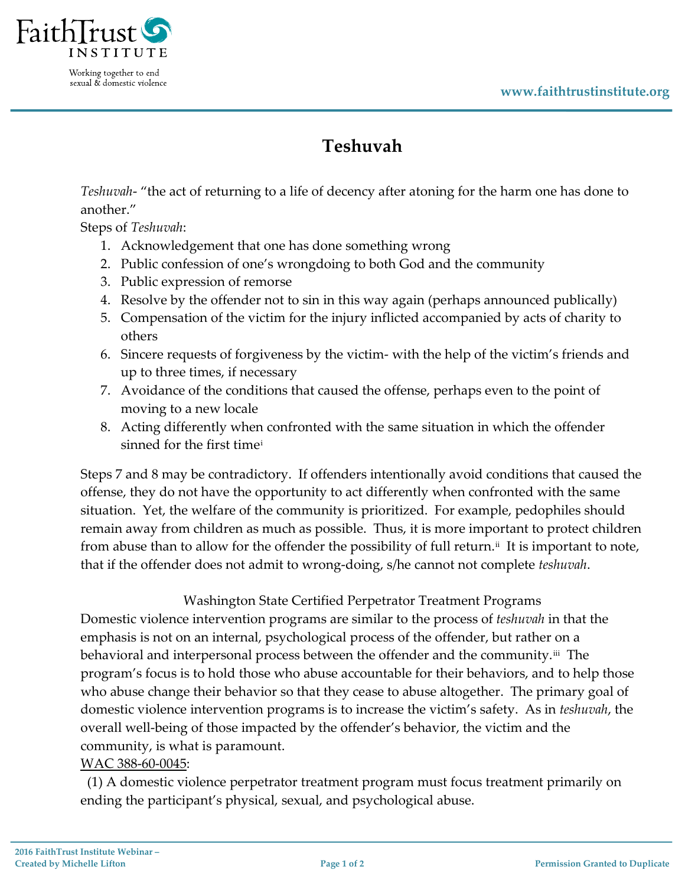# Teshuvah

*Teshuvah*- "the act of returning to a life of decency after atoning for the harm one has done to another."

Steps of *Teshuvah*:

1. Acknowledgement that one has done something wrong
2. Public confession of one's wrongdoing to both God and the community
3. Public expression of remorse
4. Resolve by the offender not to sin in this way again (perhaps announced publically)
5. Compensation of the victim for the injury inflicted accompanied by acts of charity to others
6. Sincere requests of forgiveness by the victim- with the help of the victim's friends and up to three times, if necessary
7. Avoidance of the conditions that caused the offense, perhaps even to the point of moving to a new locale
8. Acting differently when confronted with the same situation in which the offender sinned for the first time[i]

Steps 7 and 8 may be contradictory. If offenders intentionally avoid conditions that caused the offense, they do not have the opportunity to act differently when confronted with the same situation. Yet, the welfare of the community is prioritized. For example, pedophiles should remain away from children as much as possible. Thus, it is more important to protect children from abuse than to allow for the offender the possibility of full return.[ii] It is important to note, that if the offender does not admit to wrong-doing, s/he cannot not complete *teshuvah*.

Washington State Certified Perpetrator Treatment Programs

Domestic violence intervention programs are similar to the process of *teshuvah* in that the emphasis is not on an internal, psychological process of the offender, but rather on a behavioral and interpersonal process between the offender and the community.[iii] The program's focus is to hold those who abuse accountable for their behaviors, and to help those who abuse change their behavior so that they cease to abuse altogether. The primary goal of domestic violence intervention programs is to increase the victim's safety. As in *teshuvah*, the overall well-being of those impacted by the offender's behavior, the victim and the community, is what is paramount.

<u>WAC 388-60-0045</u>:

(1) A domestic violence perpetrator treatment program must focus treatment primarily on ending the participant's physical, sexual, and psychological abuse.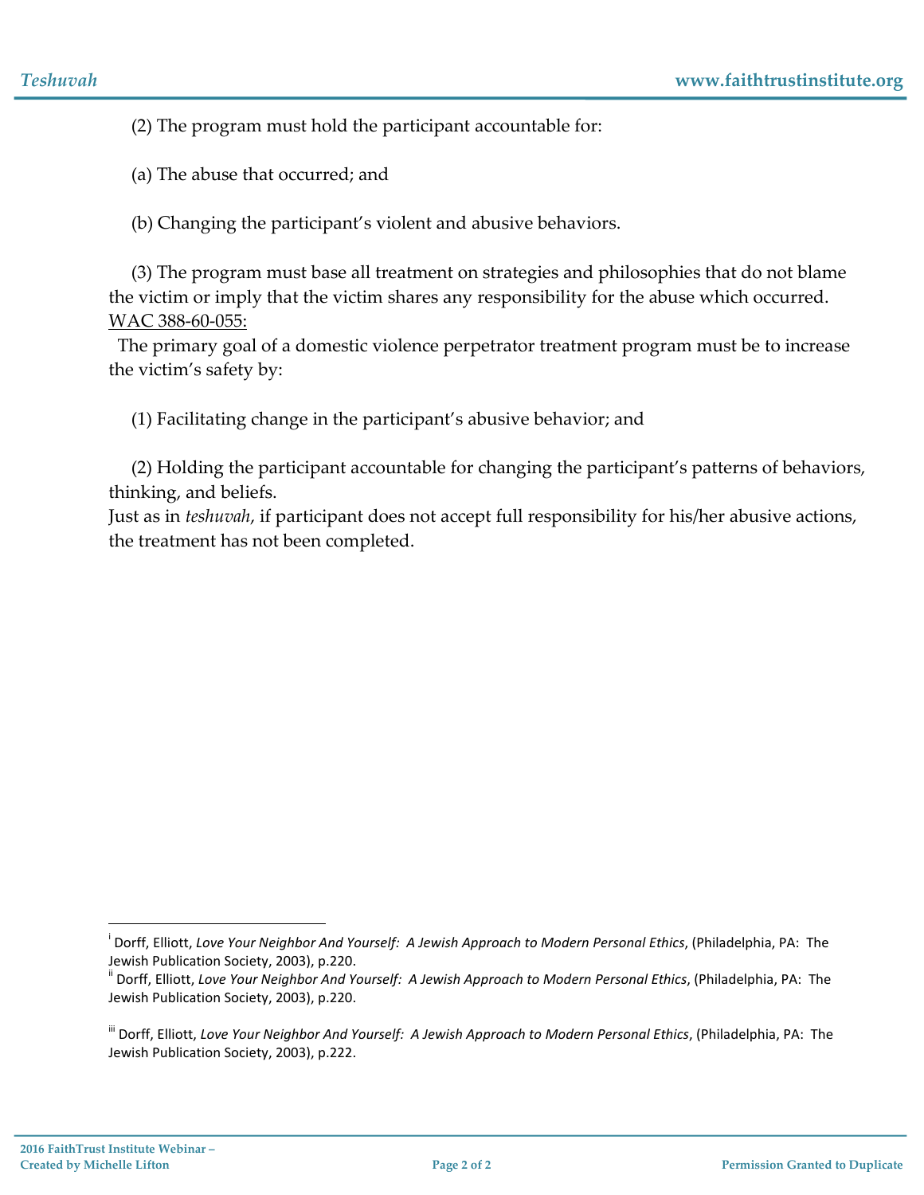(2) The program must hold the participant accountable for:

(a) The abuse that occurred; and

(b) Changing the participant's violent and abusive behaviors.

(3) The program must base all treatment on strategies and philosophies that do not blame the victim or imply that the victim shares any responsibility for the abuse which occurred.

<u>WAC 388-60-055:</u>

The primary goal of a domestic violence perpetrator treatment program must be to increase the victim's safety by:

(1) Facilitating change in the participant's abusive behavior; and

(2) Holding the participant accountable for changing the participant's patterns of behaviors, thinking, and beliefs.

Just as in *teshuvah*, if participant does not accept full responsibility for his/her abusive actions, the treatment has not been completed.

---

[i] Dorff, Elliott, *Love Your Neighbor And Yourself: A Jewish Approach to Modern Personal Ethics*, (Philadelphia, PA: The Jewish Publication Society, 2003), p.220.

[ii] Dorff, Elliott, *Love Your Neighbor And Yourself: A Jewish Approach to Modern Personal Ethics*, (Philadelphia, PA: The Jewish Publication Society, 2003), p.220.

[iii] Dorff, Elliott, *Love Your Neighbor And Yourself: A Jewish Approach to Modern Personal Ethics*, (Philadelphia, PA: The Jewish Publication Society, 2003), p.222.